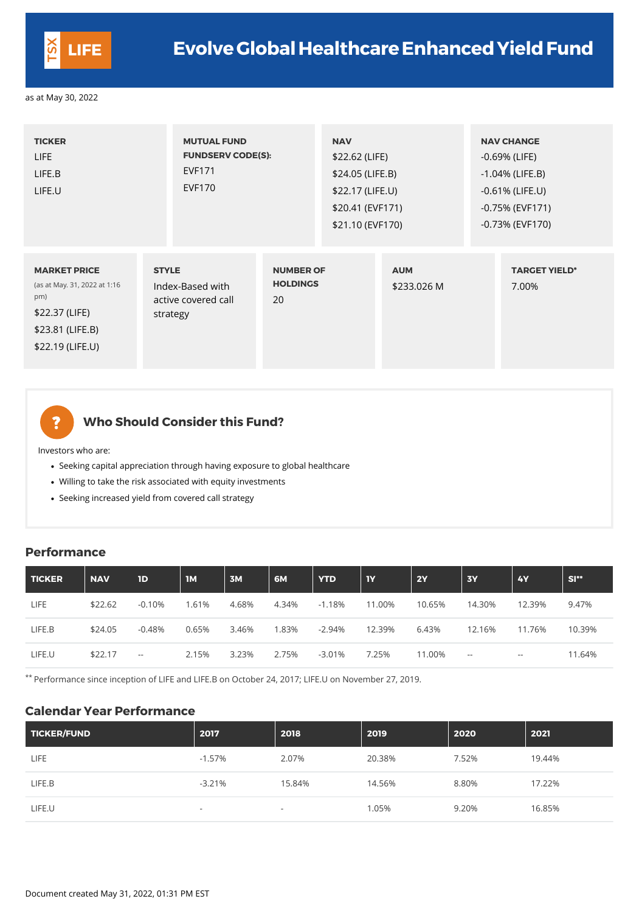TSX LIFE

# Evolve Global Healthcare Enhanced Yield Fund

as at May 30, 2022

| TICKER | MUTUAL FUND FUNDSERV CODE(S): | NAV | NAV CHANGE |
|---|---|---|---|
| LIFE<br>LIFE.B<br>LIFE.U | EVF171<br>EVF170 | $22.62 (LIFE)<br>$24.05 (LIFE.B)<br>$22.17 (LIFE.U)<br>$20.41 (EVF171)<br>$21.10 (EVF170) | -0.69% (LIFE)<br>-1.04% (LIFE.B)<br>-0.61% (LIFE.U)<br>-0.75% (EVF171)<br>-0.73% (EVF170) |

| MARKET PRICE (as at May. 31, 2022 at 1:16 pm) | STYLE | NUMBER OF HOLDINGS | AUM | TARGET YIELD* |
|---|---|---|---|---|
| $22.37 (LIFE)<br>$23.81 (LIFE.B)<br>$22.19 (LIFE.U) | Index-Based with active covered call strategy | 20 | $233.026 M | 7.00% |

## Who Should Consider this Fund?

Investors who are:

- Seeking capital appreciation through having exposure to global healthcare
- Willing to take the risk associated with equity investments
- Seeking increased yield from covered call strategy

## Performance

| TICKER | NAV | 1D | 1M | 3M | 6M | YTD | 1Y | 2Y | 3Y | 4Y | SI** |
|---|---|---|---|---|---|---|---|---|---|---|---|
| LIFE | $22.62 | -0.10% | 1.61% | 4.68% | 4.34% | -1.18% | 11.00% | 10.65% | 14.30% | 12.39% | 9.47% |
| LIFE.B | $24.05 | -0.48% | 0.65% | 3.46% | 1.83% | -2.94% | 12.39% | 6.43% | 12.16% | 11.76% | 10.39% |
| LIFE.U | $22.17 | -- | 2.15% | 3.23% | 2.75% | -3.01% | 7.25% | 11.00% | -- | -- | 11.64% |

** Performance since inception of LIFE and LIFE.B on October 24, 2017; LIFE.U on November 27, 2019.

## Calendar Year Performance

| TICKER/FUND | 2017 | 2018 | 2019 | 2020 | 2021 |
|---|---|---|---|---|---|
| LIFE | -1.57% | 2.07% | 20.38% | 7.52% | 19.44% |
| LIFE.B | -3.21% | 15.84% | 14.56% | 8.80% | 17.22% |
| LIFE.U | - | - | 1.05% | 9.20% | 16.85% |

Document created May 31, 2022, 01:31 PM EST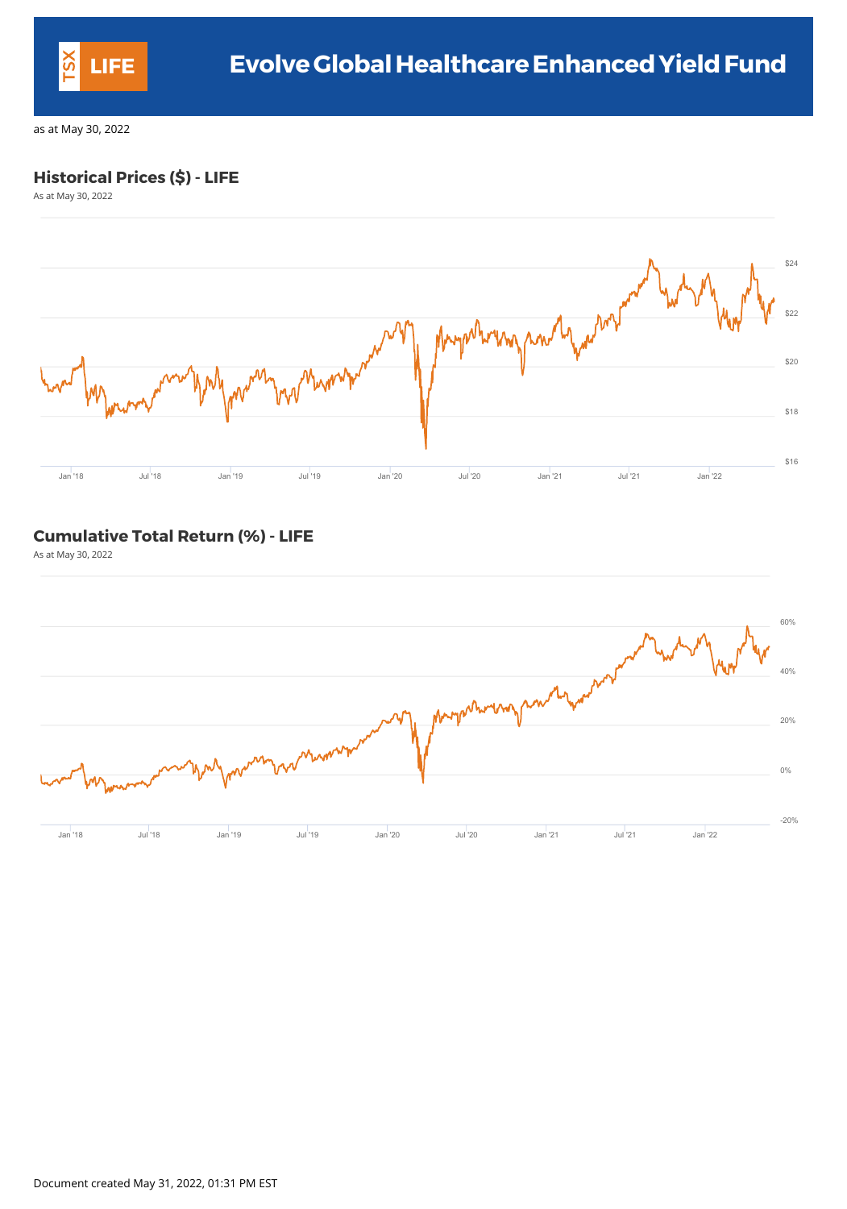# Evolve Global Healthcare Enhanced Yield Fund

as at May 30, 2022

## Historical Prices ($) - LIFE

As at May 30, 2022

## Cumulative Total Return (%) - LIFE

As at May 30, 2022

Document created May 31, 2022, 01:31 PM EST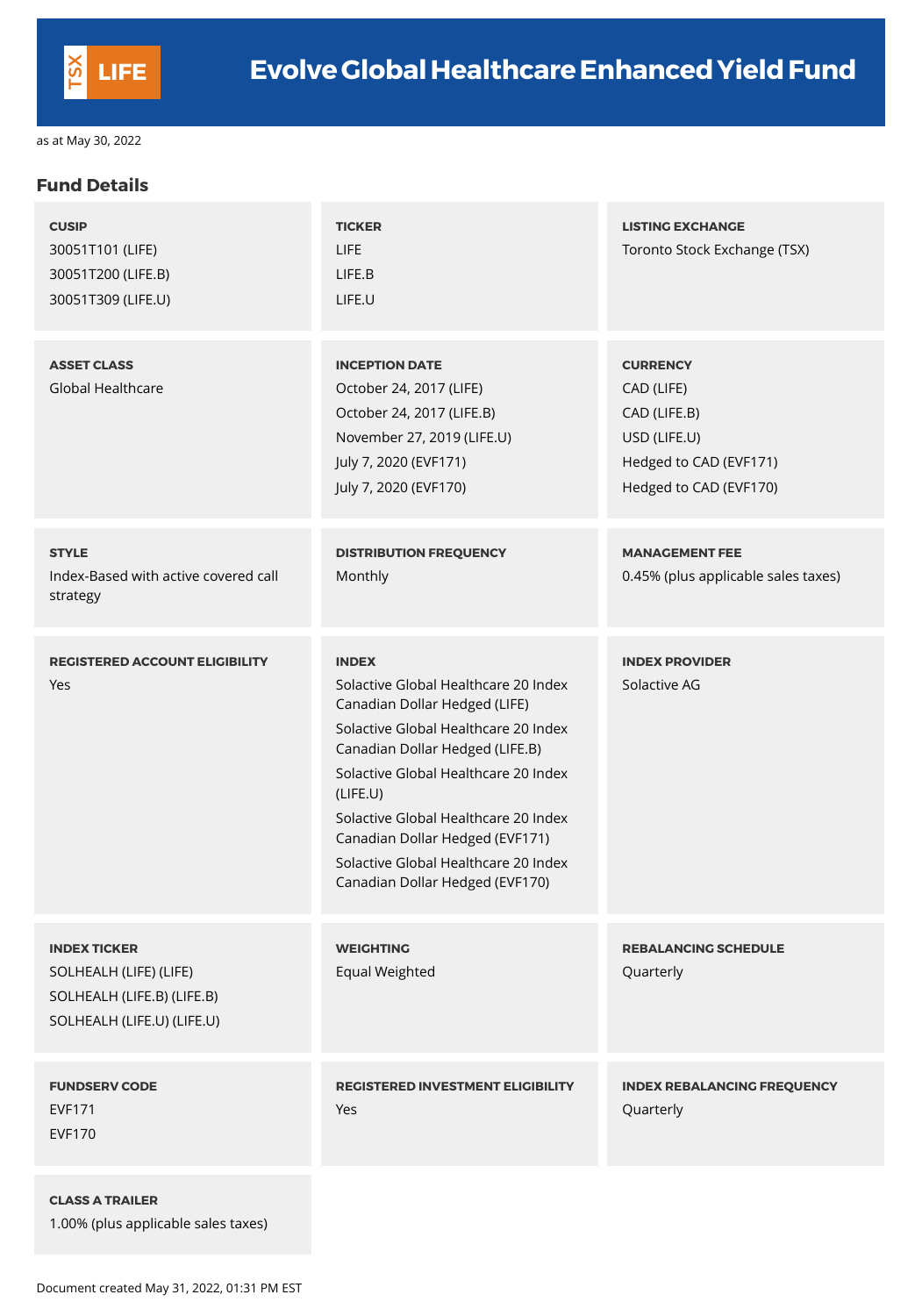# TSX LIFE — Evolve Global Healthcare Enhanced Yield Fund

as at May 30, 2022

## Fund Details

**CUSIP**
30051T101 (LIFE)
30051T200 (LIFE.B)
30051T309 (LIFE.U)

**TICKER**
LIFE
LIFE.B
LIFE.U

**LISTING EXCHANGE**
Toronto Stock Exchange (TSX)

**ASSET CLASS**
Global Healthcare

**INCEPTION DATE**
October 24, 2017 (LIFE)
October 24, 2017 (LIFE.B)
November 27, 2019 (LIFE.U)
July 7, 2020 (EVF171)
July 7, 2020 (EVF170)

**CURRENCY**
CAD (LIFE)
CAD (LIFE.B)
USD (LIFE.U)
Hedged to CAD (EVF171)
Hedged to CAD (EVF170)

**STYLE**
Index-Based with active covered call strategy

**DISTRIBUTION FREQUENCY**
Monthly

**MANAGEMENT FEE**
0.45% (plus applicable sales taxes)

**REGISTERED ACCOUNT ELIGIBILITY**
Yes

**INDEX**
Solactive Global Healthcare 20 Index Canadian Dollar Hedged (LIFE)
Solactive Global Healthcare 20 Index Canadian Dollar Hedged (LIFE.B)
Solactive Global Healthcare 20 Index (LIFE.U)
Solactive Global Healthcare 20 Index Canadian Dollar Hedged (EVF171)
Solactive Global Healthcare 20 Index Canadian Dollar Hedged (EVF170)

**INDEX PROVIDER**
Solactive AG

**INDEX TICKER**
SOLHEALH (LIFE) (LIFE)
SOLHEALH (LIFE.B) (LIFE.B)
SOLHEALH (LIFE.U) (LIFE.U)

**WEIGHTING**
Equal Weighted

**REBALANCING SCHEDULE**
Quarterly

**FUNDSERV CODE**
EVF171
EVF170

**REGISTERED INVESTMENT ELIGIBILITY**
Yes

**INDEX REBALANCING FREQUENCY**
Quarterly

**CLASS A TRAILER**
1.00% (plus applicable sales taxes)

Document created May 31, 2022, 01:31 PM EST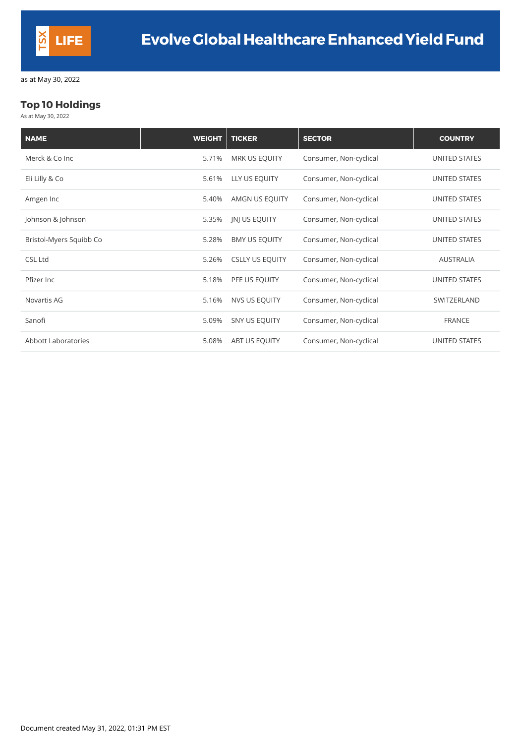# Evolve Global Healthcare Enhanced Yield Fund

as at May 30, 2022

## Top 10 Holdings

As at May 30, 2022

| NAME | WEIGHT | TICKER | SECTOR | COUNTRY |
|---|---|---|---|---|
| Merck & Co Inc | 5.71% | MRK US EQUITY | Consumer, Non-cyclical | UNITED STATES |
| Eli Lilly & Co | 5.61% | LLY US EQUITY | Consumer, Non-cyclical | UNITED STATES |
| Amgen Inc | 5.40% | AMGN US EQUITY | Consumer, Non-cyclical | UNITED STATES |
| Johnson & Johnson | 5.35% | JNJ US EQUITY | Consumer, Non-cyclical | UNITED STATES |
| Bristol-Myers Squibb Co | 5.28% | BMY US EQUITY | Consumer, Non-cyclical | UNITED STATES |
| CSL Ltd | 5.26% | CSLLY US EQUITY | Consumer, Non-cyclical | AUSTRALIA |
| Pfizer Inc | 5.18% | PFE US EQUITY | Consumer, Non-cyclical | UNITED STATES |
| Novartis AG | 5.16% | NVS US EQUITY | Consumer, Non-cyclical | SWITZERLAND |
| Sanofi | 5.09% | SNY US EQUITY | Consumer, Non-cyclical | FRANCE |
| Abbott Laboratories | 5.08% | ABT US EQUITY | Consumer, Non-cyclical | UNITED STATES |

Document created May 31, 2022, 01:31 PM EST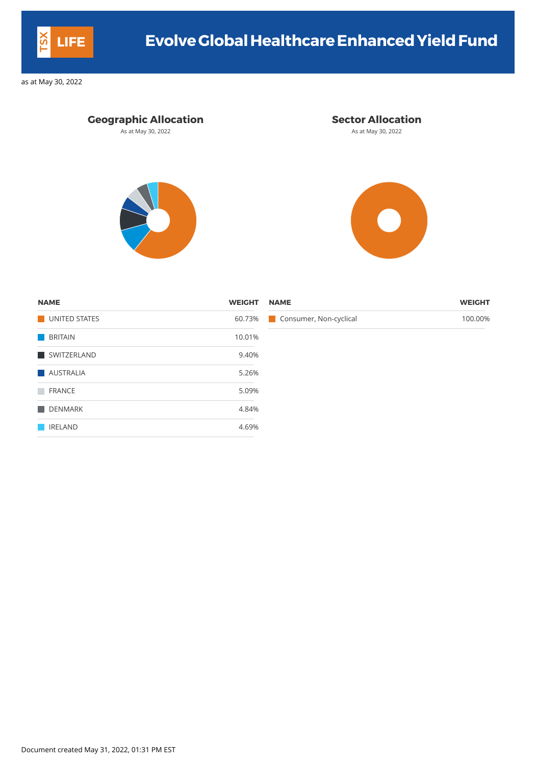# Evolve Global Healthcare Enhanced Yield Fund

as at May 30, 2022

## Geographic Allocation

As at May 30, 2022

| NAME | WEIGHT |
|---|---|
| UNITED STATES | 60.73% |
| BRITAIN | 10.01% |
| SWITZERLAND | 9.40% |
| AUSTRALIA | 5.26% |
| FRANCE | 5.09% |
| DENMARK | 4.84% |
| IRELAND | 4.69% |

## Sector Allocation

As at May 30, 2022

| NAME | WEIGHT |
|---|---|
| Consumer, Non-cyclical | 100.00% |

Document created May 31, 2022, 01:31 PM EST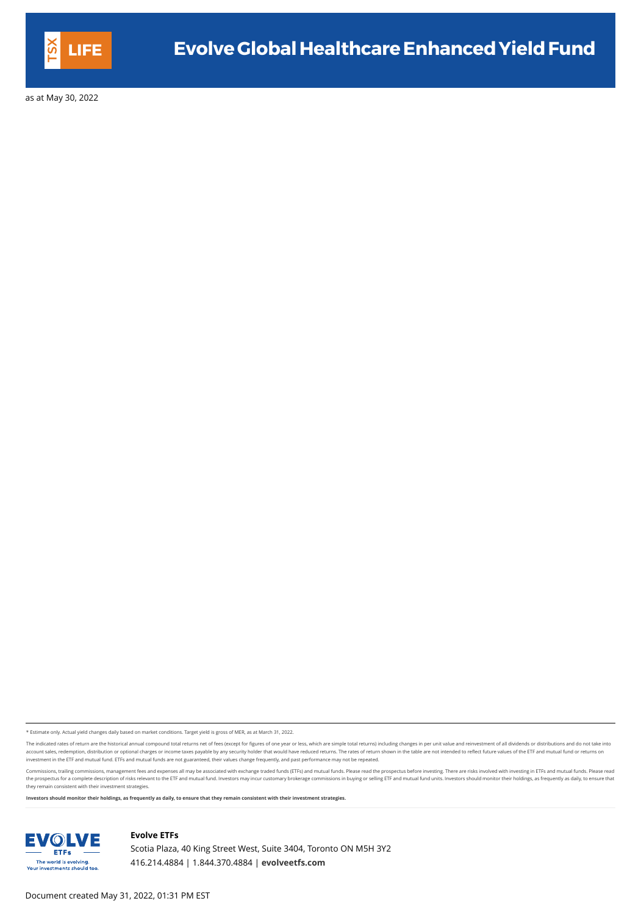# Evolve Global Healthcare Enhanced Yield Fund

TSX LIFE

as at May 30, 2022

* Estimate only. Actual yield changes daily based on market conditions. Target yield is gross of MER, as at March 31, 2022.

The indicated rates of return are the historical annual compound total returns net of fees (except for figures of one year or less, which are simple total returns) including changes in per unit value and reinvestment of all dividends or distributions and do not take into account sales, redemption, distribution or optional charges or income taxes payable by any security holder that would have reduced returns. The rates of return shown in the table are not intended to reflect future values of the ETF and mutual fund or returns on investment in the ETF and mutual fund. ETFs and mutual funds are not guaranteed, their values change frequently, and past performance may not be repeated.

Commissions, trailing commissions, management fees and expenses all may be associated with exchange traded funds (ETFs) and mutual funds. Please read the prospectus before investing. There are risks involved with investing in ETFs and mutual funds. Please read the prospectus for a complete description of risks relevant to the ETF and mutual fund. Investors may incur customary brokerage commissions in buying or selling ETF and mutual fund units. Investors should monitor their holdings, as frequently as daily, to ensure that they remain consistent with their investment strategies.

**Investors should monitor their holdings, as frequently as daily, to ensure that they remain consistent with their investment strategies.**

EVOLVE ETFs
The world is evolving. Your investments should too.

**Evolve ETFs**

Scotia Plaza, 40 King Street West, Suite 3404, Toronto ON M5H 3Y2

416.214.4884 | 1.844.370.4884 | **evolveetfs.com**

Document created May 31, 2022, 01:31 PM EST